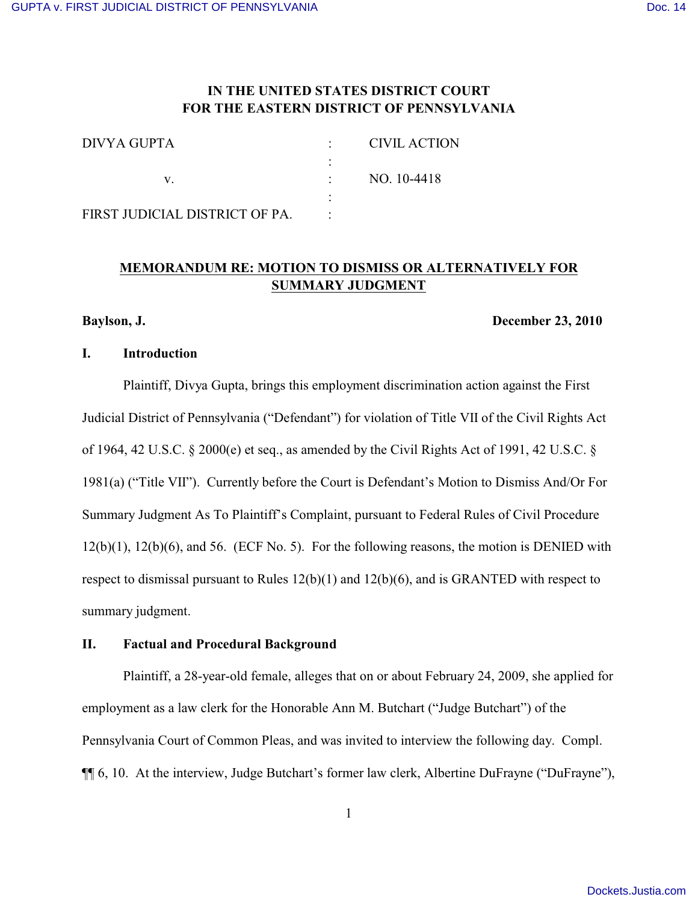# IN THE UNITED STATES DISTRICT COURT
# FOR THE EASTERN DISTRICT OF PENNSYLVANIA

| | | |
|---|---|---|
| DIVYA GUPTA | : | CIVIL ACTION |
| | : | |
| v. | : | NO. 10-4418 |
| | : | |
| FIRST JUDICIAL DISTRICT OF PA. | : | |

## MEMORANDUM RE: MOTION TO DISMISS OR ALTERNATIVELY FOR SUMMARY JUDGMENT

**Baylson, J.** **December 23, 2010**

### I. Introduction

Plaintiff, Divya Gupta, brings this employment discrimination action against the First Judicial District of Pennsylvania ("Defendant") for violation of Title VII of the Civil Rights Act of 1964, 42 U.S.C. § 2000(e) et seq., as amended by the Civil Rights Act of 1991, 42 U.S.C. § 1981(a) ("Title VII"). Currently before the Court is Defendant's Motion to Dismiss And/Or For Summary Judgment As To Plaintiff's Complaint, pursuant to Federal Rules of Civil Procedure 12(b)(1), 12(b)(6), and 56. (ECF No. 5). For the following reasons, the motion is DENIED with respect to dismissal pursuant to Rules 12(b)(1) and 12(b)(6), and is GRANTED with respect to summary judgment.

### II. Factual and Procedural Background

Plaintiff, a 28-year-old female, alleges that on or about February 24, 2009, she applied for employment as a law clerk for the Honorable Ann M. Butchart ("Judge Butchart") of the Pennsylvania Court of Common Pleas, and was invited to interview the following day. Compl. ¶¶ 6, 10. At the interview, Judge Butchart's former law clerk, Albertine DuFrayne ("DuFrayne"),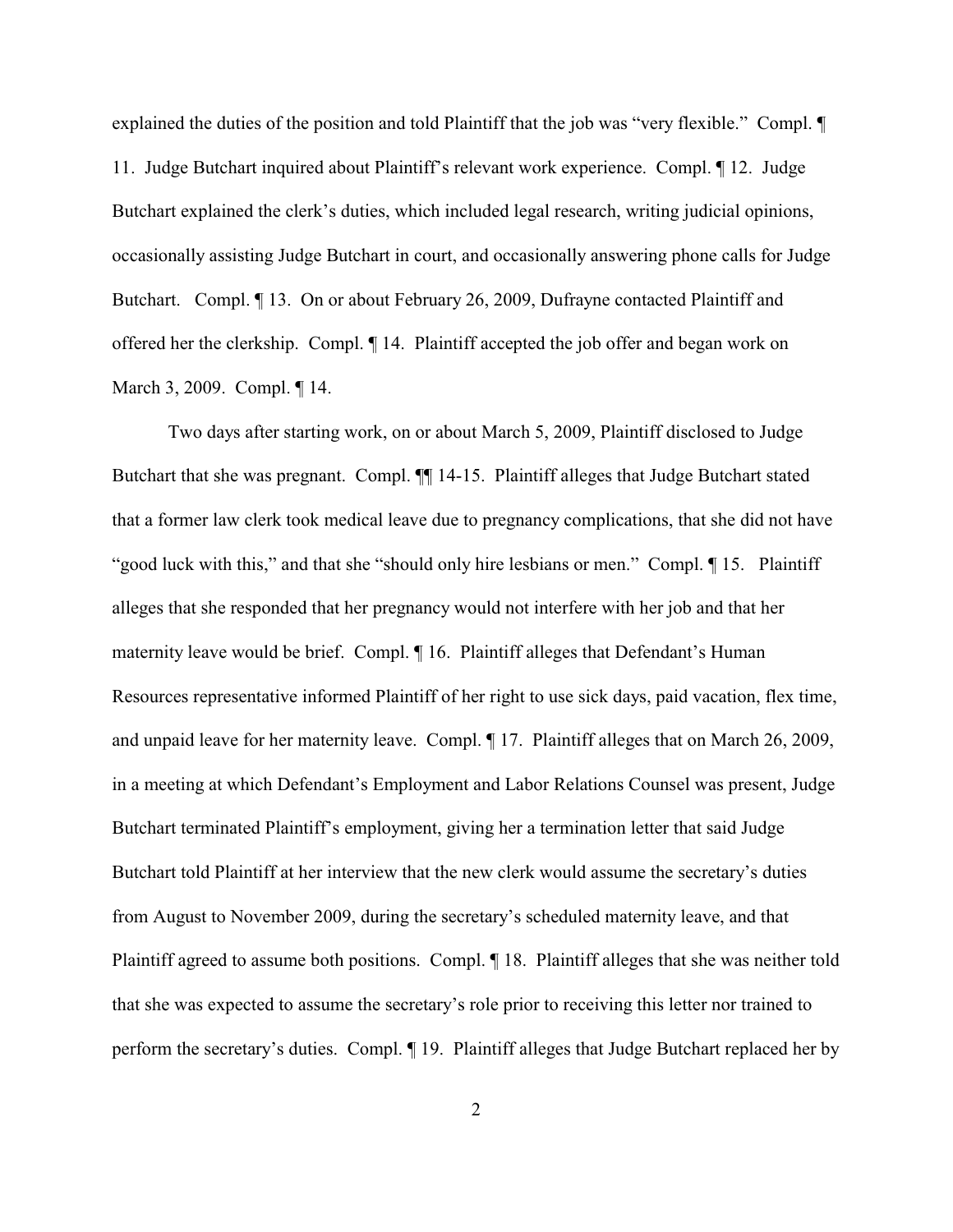explained the duties of the position and told Plaintiff that the job was "very flexible." Compl. ¶ 11. Judge Butchart inquired about Plaintiff's relevant work experience. Compl. ¶ 12. Judge Butchart explained the clerk's duties, which included legal research, writing judicial opinions, occasionally assisting Judge Butchart in court, and occasionally answering phone calls for Judge Butchart. Compl. ¶ 13. On or about February 26, 2009, Dufrayne contacted Plaintiff and offered her the clerkship. Compl. ¶ 14. Plaintiff accepted the job offer and began work on March 3, 2009. Compl. ¶ 14.

Two days after starting work, on or about March 5, 2009, Plaintiff disclosed to Judge Butchart that she was pregnant. Compl. ¶¶ 14-15. Plaintiff alleges that Judge Butchart stated that a former law clerk took medical leave due to pregnancy complications, that she did not have "good luck with this," and that she "should only hire lesbians or men." Compl. ¶ 15. Plaintiff alleges that she responded that her pregnancy would not interfere with her job and that her maternity leave would be brief. Compl. ¶ 16. Plaintiff alleges that Defendant's Human Resources representative informed Plaintiff of her right to use sick days, paid vacation, flex time, and unpaid leave for her maternity leave. Compl. ¶ 17. Plaintiff alleges that on March 26, 2009, in a meeting at which Defendant's Employment and Labor Relations Counsel was present, Judge Butchart terminated Plaintiff's employment, giving her a termination letter that said Judge Butchart told Plaintiff at her interview that the new clerk would assume the secretary's duties from August to November 2009, during the secretary's scheduled maternity leave, and that Plaintiff agreed to assume both positions. Compl. ¶ 18. Plaintiff alleges that she was neither told that she was expected to assume the secretary's role prior to receiving this letter nor trained to perform the secretary's duties. Compl. ¶ 19. Plaintiff alleges that Judge Butchart replaced her by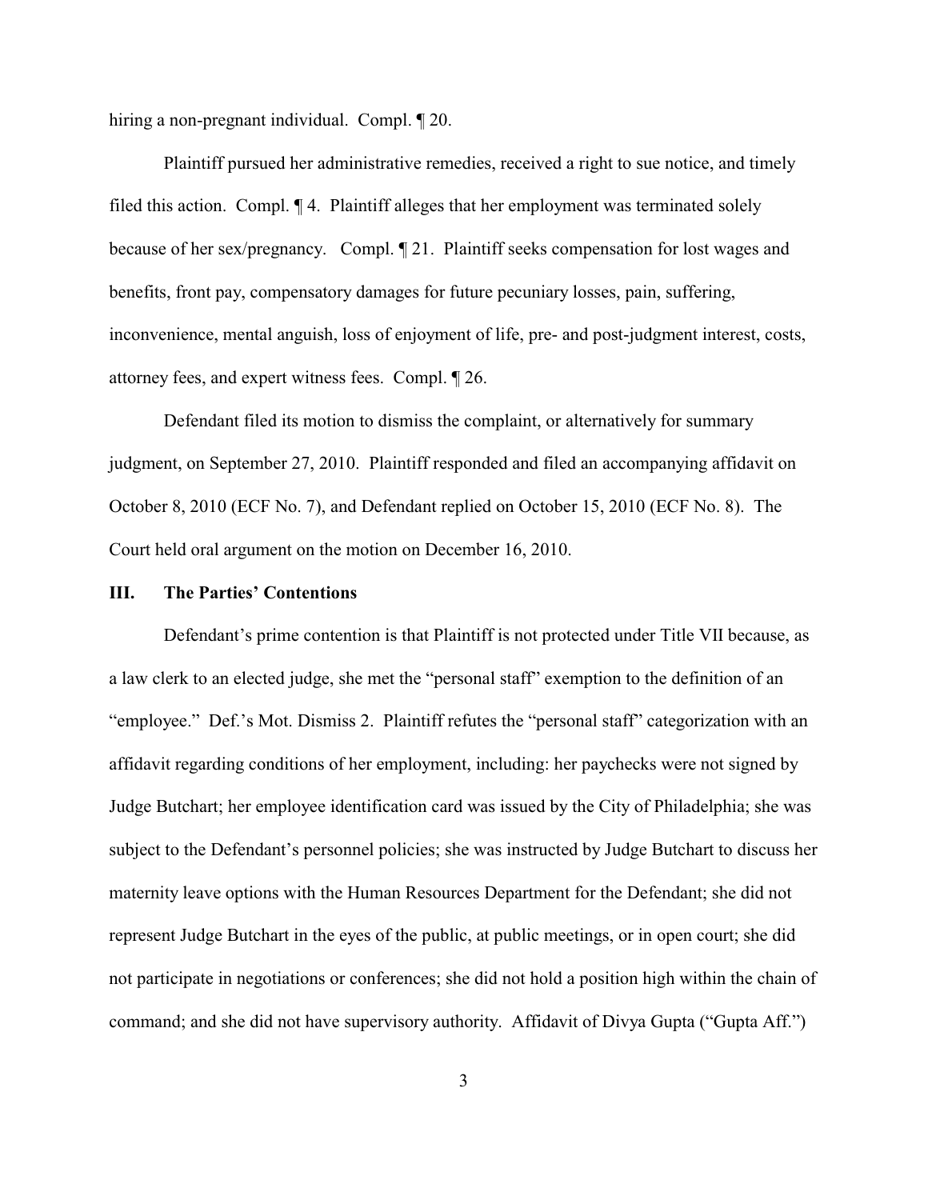hiring a non-pregnant individual. Compl. ¶ 20.

Plaintiff pursued her administrative remedies, received a right to sue notice, and timely filed this action. Compl. ¶ 4. Plaintiff alleges that her employment was terminated solely because of her sex/pregnancy. Compl. ¶ 21. Plaintiff seeks compensation for lost wages and benefits, front pay, compensatory damages for future pecuniary losses, pain, suffering, inconvenience, mental anguish, loss of enjoyment of life, pre- and post-judgment interest, costs, attorney fees, and expert witness fees. Compl. ¶ 26.

Defendant filed its motion to dismiss the complaint, or alternatively for summary judgment, on September 27, 2010. Plaintiff responded and filed an accompanying affidavit on October 8, 2010 (ECF No. 7), and Defendant replied on October 15, 2010 (ECF No. 8). The Court held oral argument on the motion on December 16, 2010.

## III. The Parties' Contentions

Defendant's prime contention is that Plaintiff is not protected under Title VII because, as a law clerk to an elected judge, she met the "personal staff" exemption to the definition of an "employee." Def.'s Mot. Dismiss 2. Plaintiff refutes the "personal staff" categorization with an affidavit regarding conditions of her employment, including: her paychecks were not signed by Judge Butchart; her employee identification card was issued by the City of Philadelphia; she was subject to the Defendant's personnel policies; she was instructed by Judge Butchart to discuss her maternity leave options with the Human Resources Department for the Defendant; she did not represent Judge Butchart in the eyes of the public, at public meetings, or in open court; she did not participate in negotiations or conferences; she did not hold a position high within the chain of command; and she did not have supervisory authority. Affidavit of Divya Gupta ("Gupta Aff.")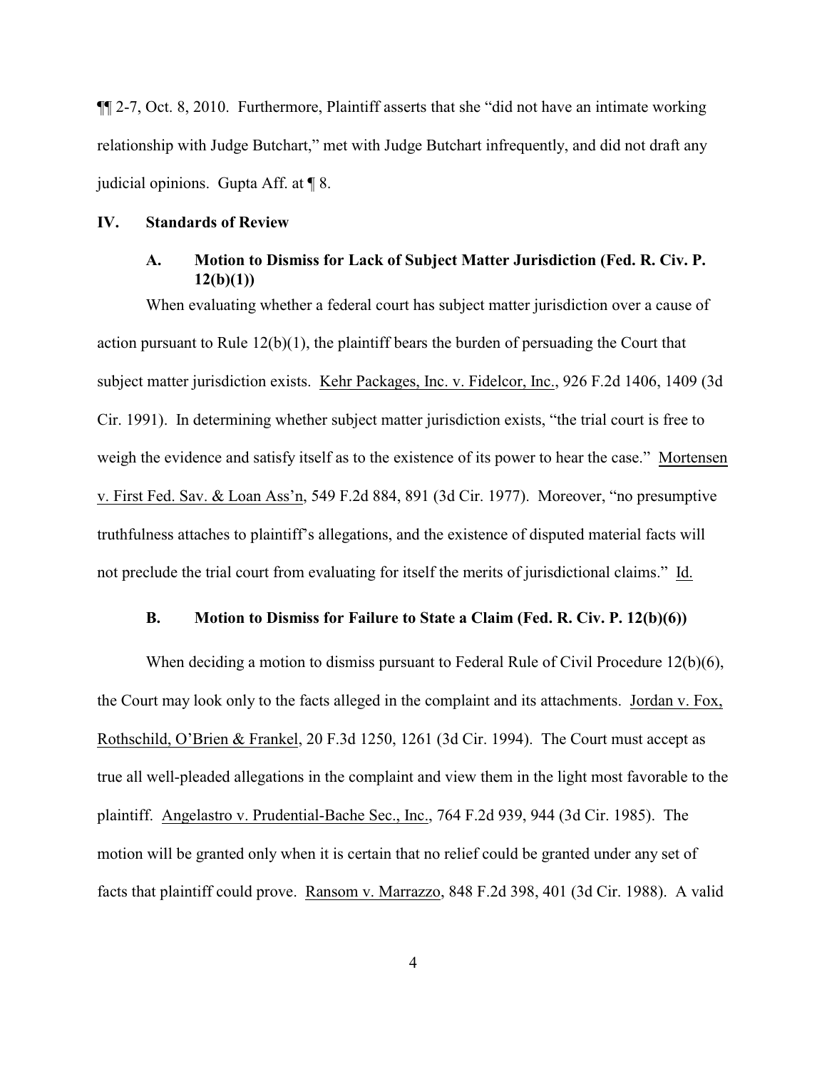¶¶ 2-7, Oct. 8, 2010. Furthermore, Plaintiff asserts that she "did not have an intimate working relationship with Judge Butchart," met with Judge Butchart infrequently, and did not draft any judicial opinions. Gupta Aff. at ¶ 8.

## IV. Standards of Review

### A. Motion to Dismiss for Lack of Subject Matter Jurisdiction (Fed. R. Civ. P. 12(b)(1))

When evaluating whether a federal court has subject matter jurisdiction over a cause of action pursuant to Rule 12(b)(1), the plaintiff bears the burden of persuading the Court that subject matter jurisdiction exists. Kehr Packages, Inc. v. Fidelcor, Inc., 926 F.2d 1406, 1409 (3d Cir. 1991). In determining whether subject matter jurisdiction exists, "the trial court is free to weigh the evidence and satisfy itself as to the existence of its power to hear the case." Mortensen v. First Fed. Sav. & Loan Ass'n, 549 F.2d 884, 891 (3d Cir. 1977). Moreover, "no presumptive truthfulness attaches to plaintiff's allegations, and the existence of disputed material facts will not preclude the trial court from evaluating for itself the merits of jurisdictional claims." Id.

### B. Motion to Dismiss for Failure to State a Claim (Fed. R. Civ. P. 12(b)(6))

When deciding a motion to dismiss pursuant to Federal Rule of Civil Procedure 12(b)(6), the Court may look only to the facts alleged in the complaint and its attachments. Jordan v. Fox, Rothschild, O'Brien & Frankel, 20 F.3d 1250, 1261 (3d Cir. 1994). The Court must accept as true all well-pleaded allegations in the complaint and view them in the light most favorable to the plaintiff. Angelastro v. Prudential-Bache Sec., Inc., 764 F.2d 939, 944 (3d Cir. 1985). The motion will be granted only when it is certain that no relief could be granted under any set of facts that plaintiff could prove. Ransom v. Marrazzo, 848 F.2d 398, 401 (3d Cir. 1988). A valid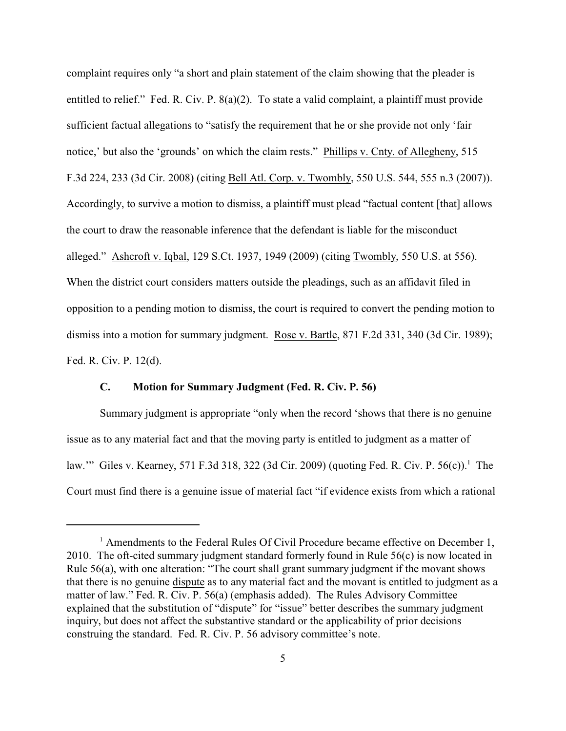complaint requires only "a short and plain statement of the claim showing that the pleader is entitled to relief." Fed. R. Civ. P. 8(a)(2). To state a valid complaint, a plaintiff must provide sufficient factual allegations to "satisfy the requirement that he or she provide not only 'fair notice,' but also the 'grounds' on which the claim rests." Phillips v. Cnty. of Allegheny, 515 F.3d 224, 233 (3d Cir. 2008) (citing Bell Atl. Corp. v. Twombly, 550 U.S. 544, 555 n.3 (2007)). Accordingly, to survive a motion to dismiss, a plaintiff must plead "factual content [that] allows the court to draw the reasonable inference that the defendant is liable for the misconduct alleged." Ashcroft v. Iqbal, 129 S.Ct. 1937, 1949 (2009) (citing Twombly, 550 U.S. at 556). When the district court considers matters outside the pleadings, such as an affidavit filed in opposition to a pending motion to dismiss, the court is required to convert the pending motion to dismiss into a motion for summary judgment. Rose v. Bartle, 871 F.2d 331, 340 (3d Cir. 1989); Fed. R. Civ. P. 12(d).

### C. Motion for Summary Judgment (Fed. R. Civ. P. 56)

Summary judgment is appropriate "only when the record 'shows that there is no genuine issue as to any material fact and that the moving party is entitled to judgment as a matter of law.'" Giles v. Kearney, 571 F.3d 318, 322 (3d Cir. 2009) (quoting Fed. R. Civ. P. 56(c)).[1] The Court must find there is a genuine issue of material fact "if evidence exists from which a rational

---

[1] Amendments to the Federal Rules Of Civil Procedure became effective on December 1, 2010. The oft-cited summary judgment standard formerly found in Rule 56(c) is now located in Rule 56(a), with one alteration: "The court shall grant summary judgment if the movant shows that there is no genuine dispute as to any material fact and the movant is entitled to judgment as a matter of law." Fed. R. Civ. P. 56(a) (emphasis added). The Rules Advisory Committee explained that the substitution of "dispute" for "issue" better describes the summary judgment inquiry, but does not affect the substantive standard or the applicability of prior decisions construing the standard. Fed. R. Civ. P. 56 advisory committee's note.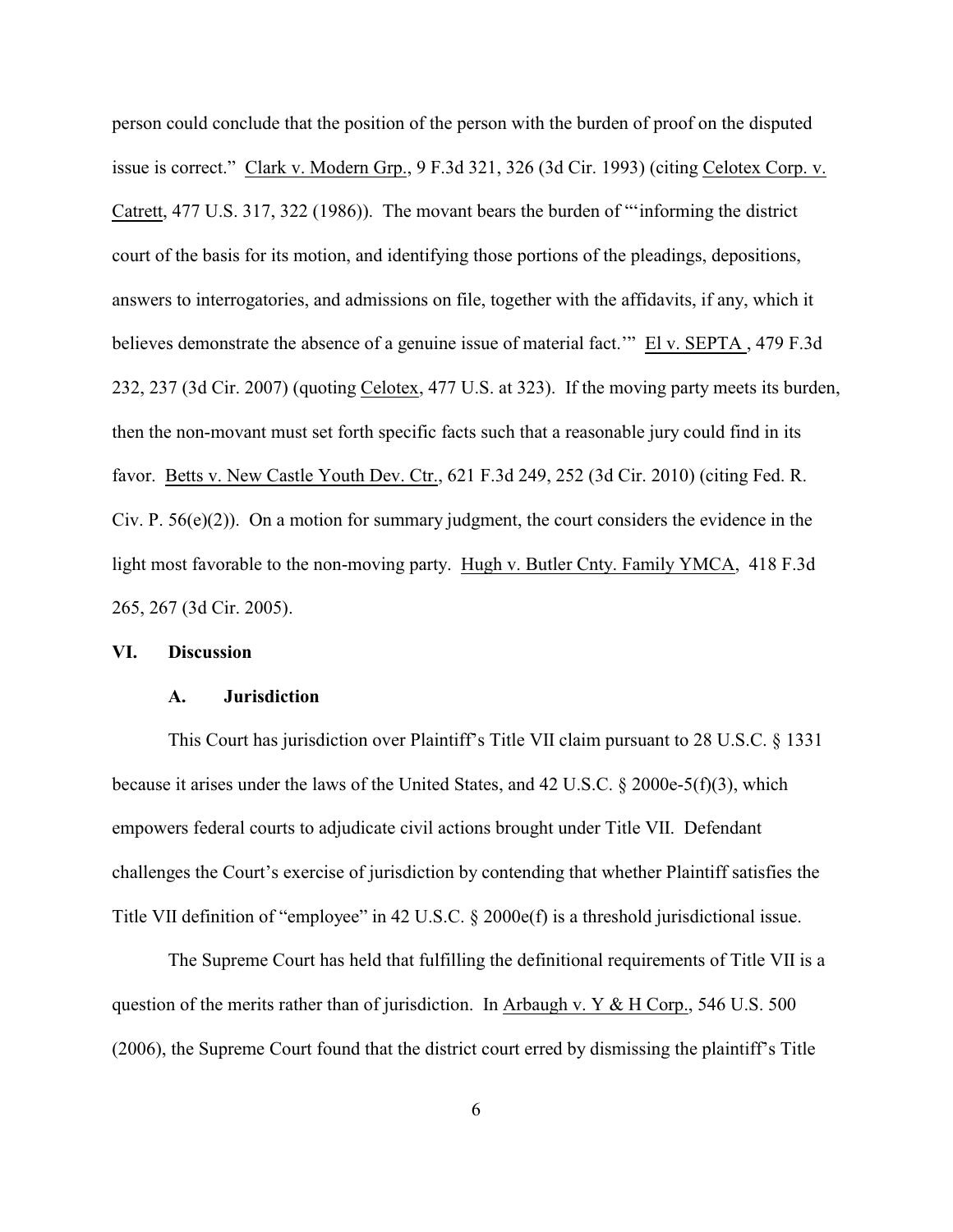person could conclude that the position of the person with the burden of proof on the disputed issue is correct." Clark v. Modern Grp., 9 F.3d 321, 326 (3d Cir. 1993) (citing Celotex Corp. v. Catrett, 477 U.S. 317, 322 (1986)). The movant bears the burden of "'informing the district court of the basis for its motion, and identifying those portions of the pleadings, depositions, answers to interrogatories, and admissions on file, together with the affidavits, if any, which it believes demonstrate the absence of a genuine issue of material fact.'" El v. SEPTA , 479 F.3d 232, 237 (3d Cir. 2007) (quoting Celotex, 477 U.S. at 323). If the moving party meets its burden, then the non-movant must set forth specific facts such that a reasonable jury could find in its favor. Betts v. New Castle Youth Dev. Ctr., 621 F.3d 249, 252 (3d Cir. 2010) (citing Fed. R. Civ. P. 56(e)(2)). On a motion for summary judgment, the court considers the evidence in the light most favorable to the non-moving party. Hugh v. Butler Cnty. Family YMCA, 418 F.3d 265, 267 (3d Cir. 2005).

## VI. Discussion

### A. Jurisdiction

This Court has jurisdiction over Plaintiff's Title VII claim pursuant to 28 U.S.C. § 1331 because it arises under the laws of the United States, and 42 U.S.C. § 2000e-5(f)(3), which empowers federal courts to adjudicate civil actions brought under Title VII. Defendant challenges the Court's exercise of jurisdiction by contending that whether Plaintiff satisfies the Title VII definition of "employee" in 42 U.S.C. § 2000e(f) is a threshold jurisdictional issue.

The Supreme Court has held that fulfilling the definitional requirements of Title VII is a question of the merits rather than of jurisdiction. In Arbaugh v. Y & H Corp., 546 U.S. 500 (2006), the Supreme Court found that the district court erred by dismissing the plaintiff's Title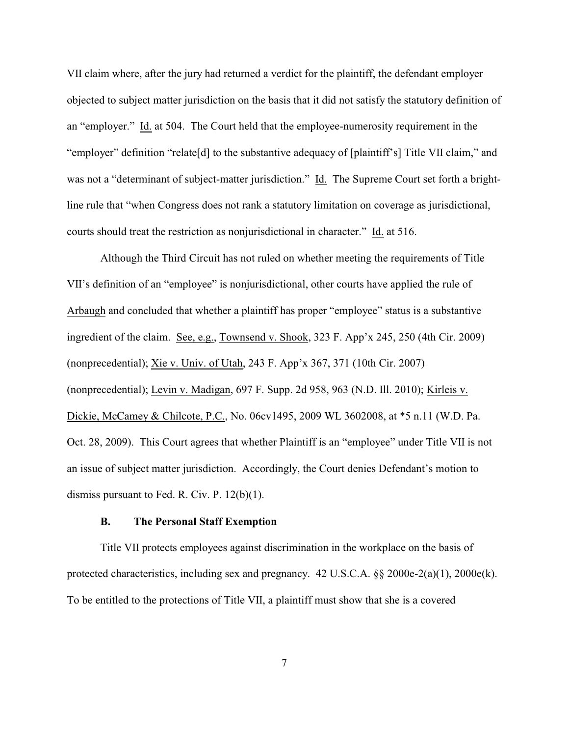VII claim where, after the jury had returned a verdict for the plaintiff, the defendant employer objected to subject matter jurisdiction on the basis that it did not satisfy the statutory definition of an "employer." Id. at 504. The Court held that the employee-numerosity requirement in the "employer" definition "relate[d] to the substantive adequacy of [plaintiff's] Title VII claim," and was not a "determinant of subject-matter jurisdiction." Id. The Supreme Court set forth a bright-line rule that "when Congress does not rank a statutory limitation on coverage as jurisdictional, courts should treat the restriction as nonjurisdictional in character." Id. at 516.

Although the Third Circuit has not ruled on whether meeting the requirements of Title VII's definition of an "employee" is nonjurisdictional, other courts have applied the rule of Arbaugh and concluded that whether a plaintiff has proper "employee" status is a substantive ingredient of the claim. See, e.g., Townsend v. Shook, 323 F. App'x 245, 250 (4th Cir. 2009) (nonprecedential); Xie v. Univ. of Utah, 243 F. App'x 367, 371 (10th Cir. 2007) (nonprecedential); Levin v. Madigan, 697 F. Supp. 2d 958, 963 (N.D. Ill. 2010); Kirleis v. Dickie, McCamey & Chilcote, P.C., No. 06cv1495, 2009 WL 3602008, at *5 n.11 (W.D. Pa. Oct. 28, 2009). This Court agrees that whether Plaintiff is an "employee" under Title VII is not an issue of subject matter jurisdiction. Accordingly, the Court denies Defendant's motion to dismiss pursuant to Fed. R. Civ. P. 12(b)(1).

### B. The Personal Staff Exemption

Title VII protects employees against discrimination in the workplace on the basis of protected characteristics, including sex and pregnancy. 42 U.S.C.A. §§ 2000e-2(a)(1), 2000e(k). To be entitled to the protections of Title VII, a plaintiff must show that she is a covered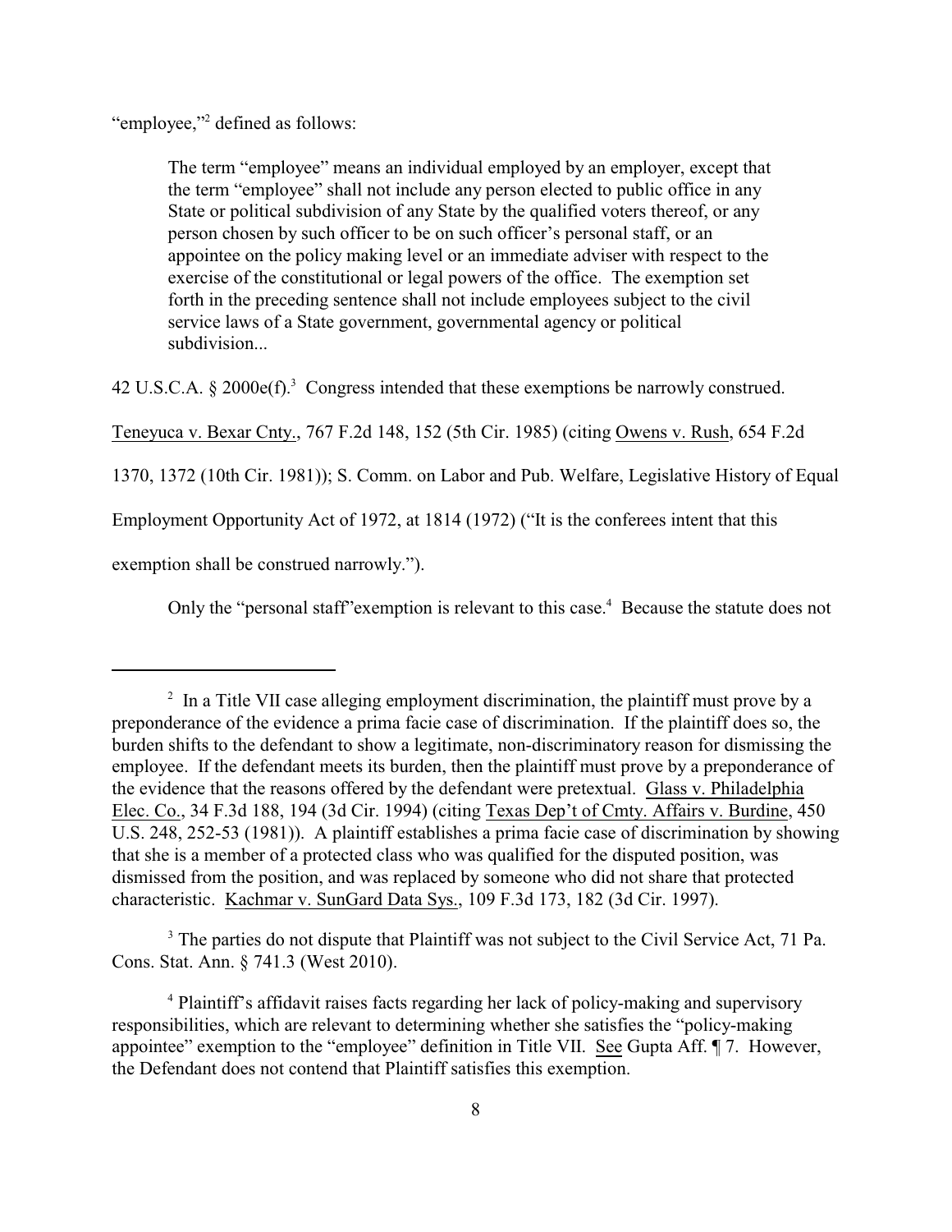"employee,"[2] defined as follows:

> The term "employee" means an individual employed by an employer, except that the term "employee" shall not include any person elected to public office in any State or political subdivision of any State by the qualified voters thereof, or any person chosen by such officer to be on such officer's personal staff, or an appointee on the policy making level or an immediate adviser with respect to the exercise of the constitutional or legal powers of the office. The exemption set forth in the preceding sentence shall not include employees subject to the civil service laws of a State government, governmental agency or political subdivision...

42 U.S.C.A. § 2000e(f).[3] Congress intended that these exemptions be narrowly construed. Teneyuca v. Bexar Cnty., 767 F.2d 148, 152 (5th Cir. 1985) (citing Owens v. Rush, 654 F.2d 1370, 1372 (10th Cir. 1981)); S. Comm. on Labor and Pub. Welfare, Legislative History of Equal Employment Opportunity Act of 1972, at 1814 (1972) ("It is the conferees intent that this exemption shall be construed narrowly.").

Only the "personal staff"exemption is relevant to this case.[4] Because the statute does not

---

[2] In a Title VII case alleging employment discrimination, the plaintiff must prove by a preponderance of the evidence a prima facie case of discrimination. If the plaintiff does so, the burden shifts to the defendant to show a legitimate, non-discriminatory reason for dismissing the employee. If the defendant meets its burden, then the plaintiff must prove by a preponderance of the evidence that the reasons offered by the defendant were pretextual. Glass v. Philadelphia Elec. Co., 34 F.3d 188, 194 (3d Cir. 1994) (citing Texas Dep't of Cmty. Affairs v. Burdine, 450 U.S. 248, 252-53 (1981)). A plaintiff establishes a prima facie case of discrimination by showing that she is a member of a protected class who was qualified for the disputed position, was dismissed from the position, and was replaced by someone who did not share that protected characteristic. Kachmar v. SunGard Data Sys., 109 F.3d 173, 182 (3d Cir. 1997).

[3] The parties do not dispute that Plaintiff was not subject to the Civil Service Act, 71 Pa. Cons. Stat. Ann. § 741.3 (West 2010).

[4] Plaintiff's affidavit raises facts regarding her lack of policy-making and supervisory responsibilities, which are relevant to determining whether she satisfies the "policy-making appointee" exemption to the "employee" definition in Title VII. See Gupta Aff. ¶ 7. However, the Defendant does not contend that Plaintiff satisfies this exemption.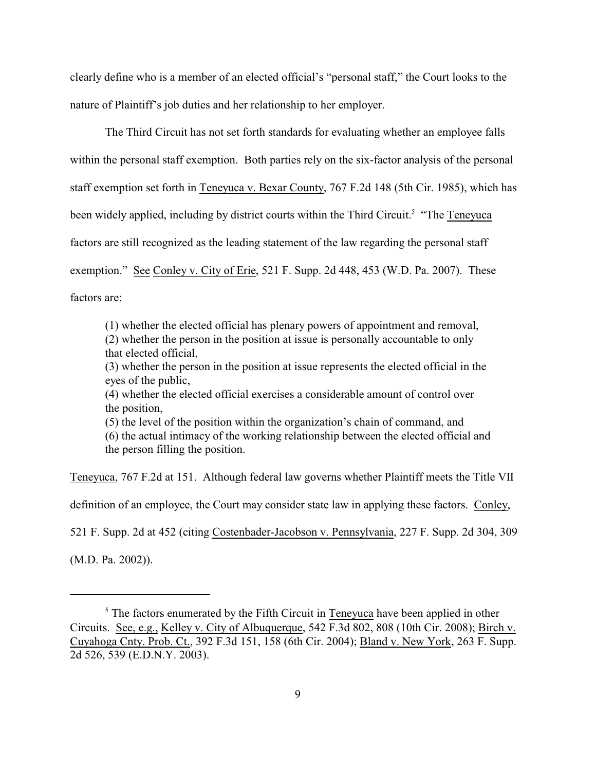clearly define who is a member of an elected official's "personal staff," the Court looks to the nature of Plaintiff's job duties and her relationship to her employer.

The Third Circuit has not set forth standards for evaluating whether an employee falls within the personal staff exemption. Both parties rely on the six-factor analysis of the personal staff exemption set forth in Teneyuca v. Bexar County, 767 F.2d 148 (5th Cir. 1985), which has been widely applied, including by district courts within the Third Circuit.[5] "The Teneyuca factors are still recognized as the leading statement of the law regarding the personal staff exemption." See Conley v. City of Erie, 521 F. Supp. 2d 448, 453 (W.D. Pa. 2007). These factors are:

> (1) whether the elected official has plenary powers of appointment and removal,
> (2) whether the person in the position at issue is personally accountable to only that elected official,
> (3) whether the person in the position at issue represents the elected official in the eyes of the public,
> (4) whether the elected official exercises a considerable amount of control over the position,
> (5) the level of the position within the organization's chain of command, and
> (6) the actual intimacy of the working relationship between the elected official and the person filling the position.

Teneyuca, 767 F.2d at 151. Although federal law governs whether Plaintiff meets the Title VII definition of an employee, the Court may consider state law in applying these factors. Conley, 521 F. Supp. 2d at 452 (citing Costenbader-Jacobson v. Pennsylvania, 227 F. Supp. 2d 304, 309 (M.D. Pa. 2002)).

---

[5] The factors enumerated by the Fifth Circuit in Teneyuca have been applied in other Circuits. See, e.g., Kelley v. City of Albuquerque, 542 F.3d 802, 808 (10th Cir. 2008); Birch v. Cuyahoga Cnty. Prob. Ct., 392 F.3d 151, 158 (6th Cir. 2004); Bland v. New York, 263 F. Supp. 2d 526, 539 (E.D.N.Y. 2003).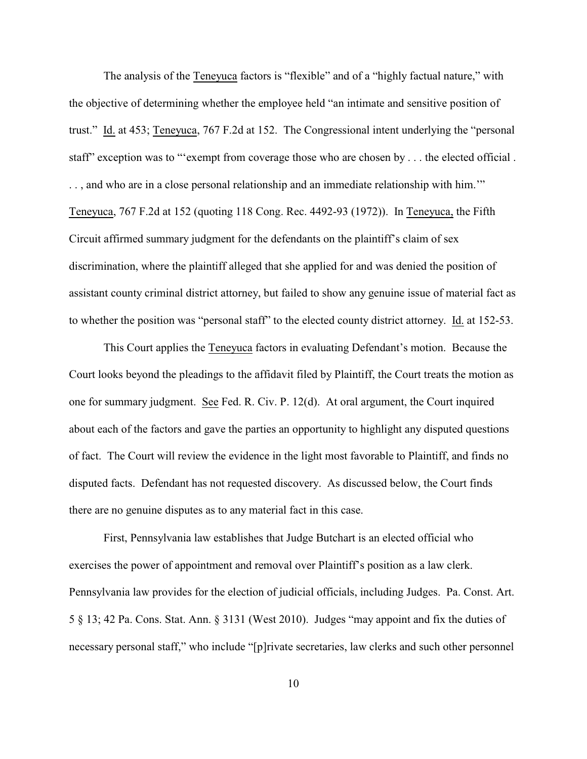The analysis of the Teneyuca factors is "flexible" and of a "highly factual nature," with the objective of determining whether the employee held "an intimate and sensitive position of trust." Id. at 453; Teneyuca, 767 F.2d at 152. The Congressional intent underlying the "personal staff" exception was to "'exempt from coverage those who are chosen by . . . the elected official . . . , and who are in a close personal relationship and an immediate relationship with him.'" Teneyuca, 767 F.2d at 152 (quoting 118 Cong. Rec. 4492-93 (1972)). In Teneyuca, the Fifth Circuit affirmed summary judgment for the defendants on the plaintiff's claim of sex discrimination, where the plaintiff alleged that she applied for and was denied the position of assistant county criminal district attorney, but failed to show any genuine issue of material fact as to whether the position was "personal staff" to the elected county district attorney. Id. at 152-53.

This Court applies the Teneyuca factors in evaluating Defendant's motion. Because the Court looks beyond the pleadings to the affidavit filed by Plaintiff, the Court treats the motion as one for summary judgment. See Fed. R. Civ. P. 12(d). At oral argument, the Court inquired about each of the factors and gave the parties an opportunity to highlight any disputed questions of fact. The Court will review the evidence in the light most favorable to Plaintiff, and finds no disputed facts. Defendant has not requested discovery. As discussed below, the Court finds there are no genuine disputes as to any material fact in this case.

First, Pennsylvania law establishes that Judge Butchart is an elected official who exercises the power of appointment and removal over Plaintiff's position as a law clerk. Pennsylvania law provides for the election of judicial officials, including Judges. Pa. Const. Art. 5 § 13; 42 Pa. Cons. Stat. Ann. § 3131 (West 2010). Judges "may appoint and fix the duties of necessary personal staff," who include "[p]rivate secretaries, law clerks and such other personnel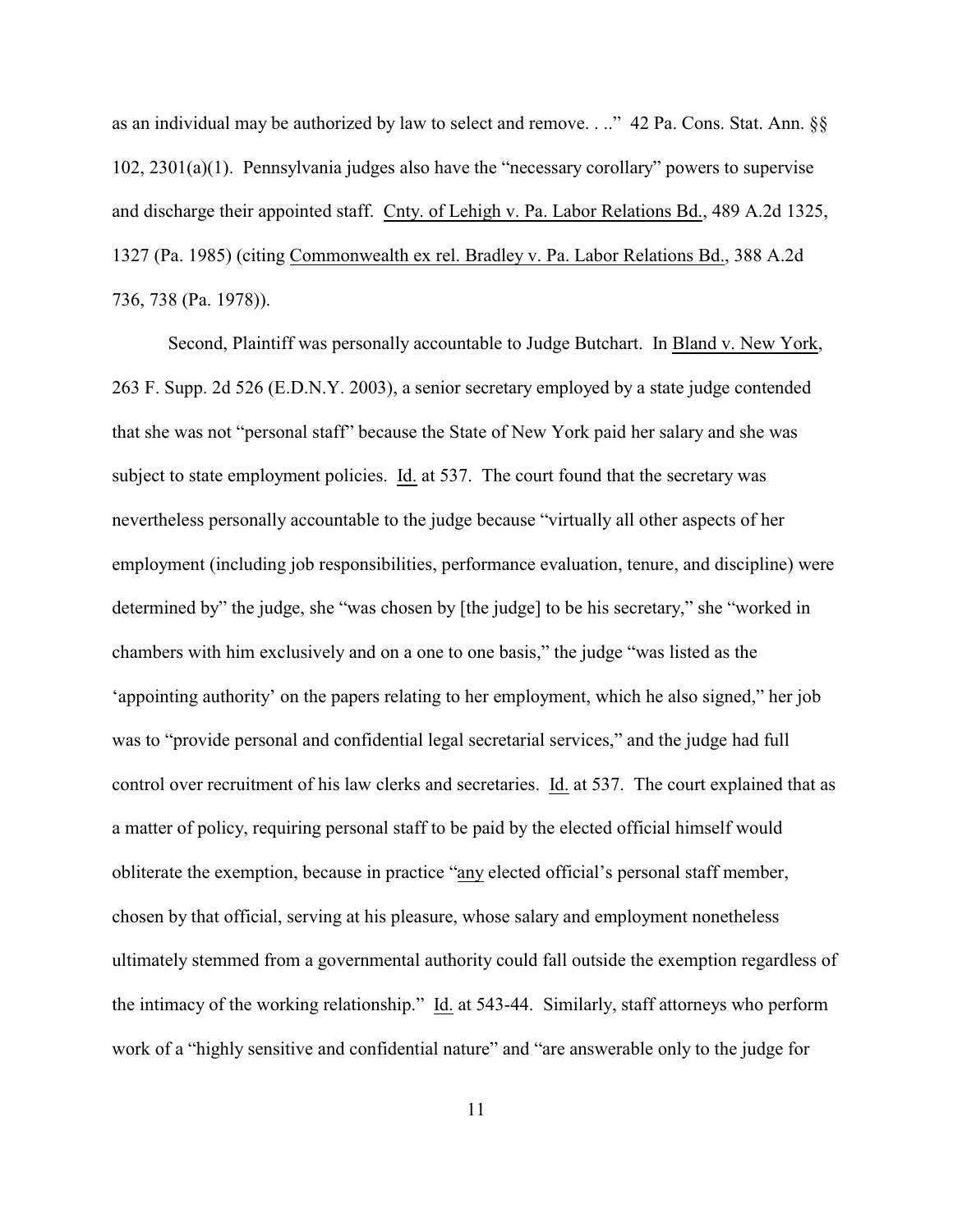as an individual may be authorized by law to select and remove. . .." 42 Pa. Cons. Stat. Ann. §§ 102, 2301(a)(1). Pennsylvania judges also have the "necessary corollary" powers to supervise and discharge their appointed staff. Cnty. of Lehigh v. Pa. Labor Relations Bd., 489 A.2d 1325, 1327 (Pa. 1985) (citing Commonwealth ex rel. Bradley v. Pa. Labor Relations Bd., 388 A.2d 736, 738 (Pa. 1978)).

Second, Plaintiff was personally accountable to Judge Butchart. In Bland v. New York, 263 F. Supp. 2d 526 (E.D.N.Y. 2003), a senior secretary employed by a state judge contended that she was not "personal staff" because the State of New York paid her salary and she was subject to state employment policies. Id. at 537. The court found that the secretary was nevertheless personally accountable to the judge because "virtually all other aspects of her employment (including job responsibilities, performance evaluation, tenure, and discipline) were determined by" the judge, she "was chosen by [the judge] to be his secretary," she "worked in chambers with him exclusively and on a one to one basis," the judge "was listed as the 'appointing authority' on the papers relating to her employment, which he also signed," her job was to "provide personal and confidential legal secretarial services," and the judge had full control over recruitment of his law clerks and secretaries. Id. at 537. The court explained that as a matter of policy, requiring personal staff to be paid by the elected official himself would obliterate the exemption, because in practice "any elected official's personal staff member, chosen by that official, serving at his pleasure, whose salary and employment nonetheless ultimately stemmed from a governmental authority could fall outside the exemption regardless of the intimacy of the working relationship." Id. at 543-44. Similarly, staff attorneys who perform work of a "highly sensitive and confidential nature" and "are answerable only to the judge for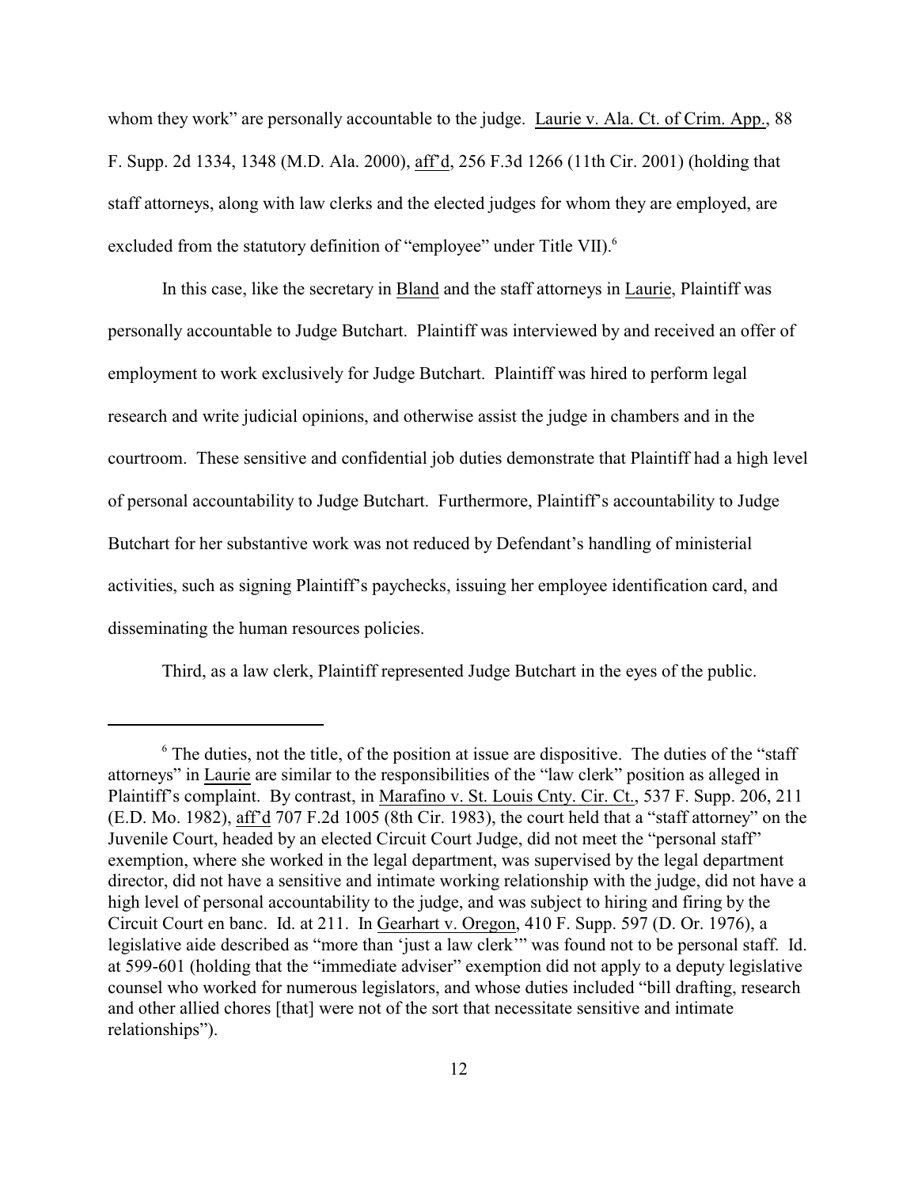whom they work" are personally accountable to the judge. Laurie v. Ala. Ct. of Crim. App., 88 F. Supp. 2d 1334, 1348 (M.D. Ala. 2000), aff'd, 256 F.3d 1266 (11th Cir. 2001) (holding that staff attorneys, along with law clerks and the elected judges for whom they are employed, are excluded from the statutory definition of "employee" under Title VII).[6]

In this case, like the secretary in Bland and the staff attorneys in Laurie, Plaintiff was personally accountable to Judge Butchart. Plaintiff was interviewed by and received an offer of employment to work exclusively for Judge Butchart. Plaintiff was hired to perform legal research and write judicial opinions, and otherwise assist the judge in chambers and in the courtroom. These sensitive and confidential job duties demonstrate that Plaintiff had a high level of personal accountability to Judge Butchart. Furthermore, Plaintiff's accountability to Judge Butchart for her substantive work was not reduced by Defendant's handling of ministerial activities, such as signing Plaintiff's paychecks, issuing her employee identification card, and disseminating the human resources policies.

Third, as a law clerk, Plaintiff represented Judge Butchart in the eyes of the public.

---

[6] The duties, not the title, of the position at issue are dispositive. The duties of the "staff attorneys" in Laurie are similar to the responsibilities of the "law clerk" position as alleged in Plaintiff's complaint. By contrast, in Marafino v. St. Louis Cnty. Cir. Ct., 537 F. Supp. 206, 211 (E.D. Mo. 1982), aff'd 707 F.2d 1005 (8th Cir. 1983), the court held that a "staff attorney" on the Juvenile Court, headed by an elected Circuit Court Judge, did not meet the "personal staff" exemption, where she worked in the legal department, was supervised by the legal department director, did not have a sensitive and intimate working relationship with the judge, did not have a high level of personal accountability to the judge, and was subject to hiring and firing by the Circuit Court en banc. Id. at 211. In Gearhart v. Oregon, 410 F. Supp. 597 (D. Or. 1976), a legislative aide described as "more than 'just a law clerk'" was found not to be personal staff. Id. at 599-601 (holding that the "immediate adviser" exemption did not apply to a deputy legislative counsel who worked for numerous legislators, and whose duties included "bill drafting, research and other allied chores [that] were not of the sort that necessitate sensitive and intimate relationships").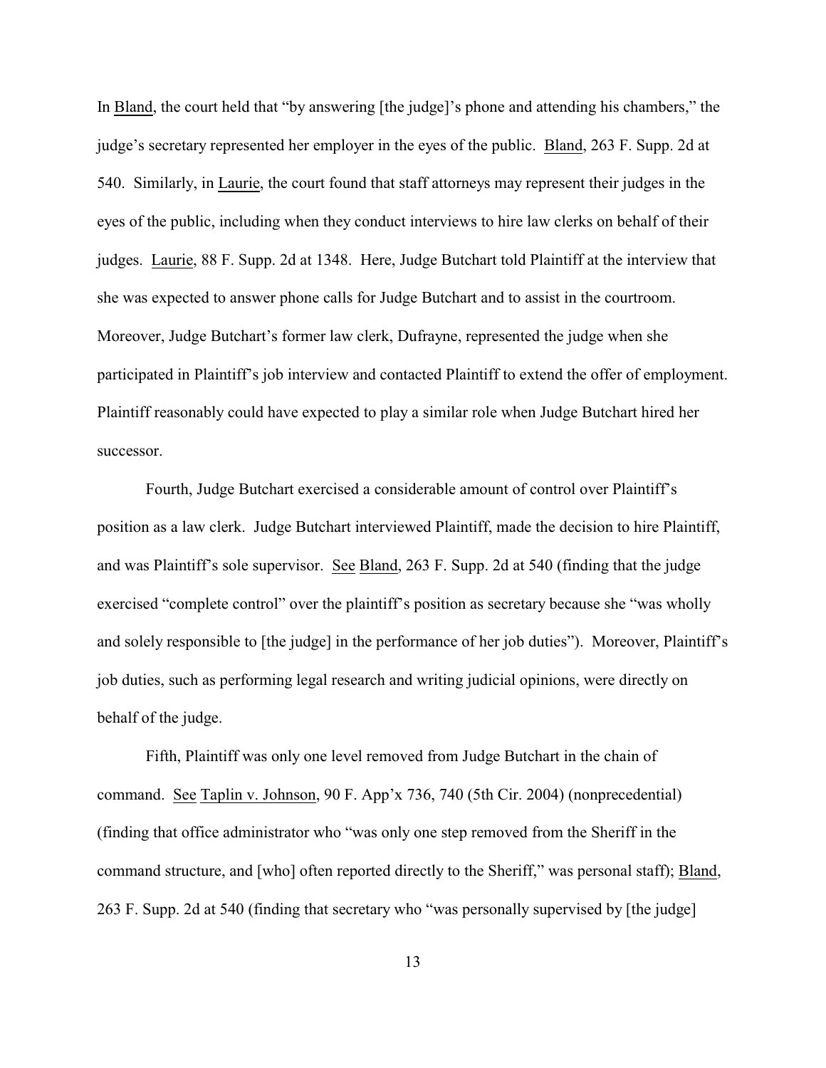In Bland, the court held that "by answering [the judge]'s phone and attending his chambers," the judge's secretary represented her employer in the eyes of the public. Bland, 263 F. Supp. 2d at 540. Similarly, in Laurie, the court found that staff attorneys may represent their judges in the eyes of the public, including when they conduct interviews to hire law clerks on behalf of their judges. Laurie, 88 F. Supp. 2d at 1348. Here, Judge Butchart told Plaintiff at the interview that she was expected to answer phone calls for Judge Butchart and to assist in the courtroom. Moreover, Judge Butchart's former law clerk, Dufrayne, represented the judge when she participated in Plaintiff's job interview and contacted Plaintiff to extend the offer of employment. Plaintiff reasonably could have expected to play a similar role when Judge Butchart hired her successor.

Fourth, Judge Butchart exercised a considerable amount of control over Plaintiff's position as a law clerk. Judge Butchart interviewed Plaintiff, made the decision to hire Plaintiff, and was Plaintiff's sole supervisor. See Bland, 263 F. Supp. 2d at 540 (finding that the judge exercised "complete control" over the plaintiff's position as secretary because she "was wholly and solely responsible to [the judge] in the performance of her job duties"). Moreover, Plaintiff's job duties, such as performing legal research and writing judicial opinions, were directly on behalf of the judge.

Fifth, Plaintiff was only one level removed from Judge Butchart in the chain of command. See Taplin v. Johnson, 90 F. App'x 736, 740 (5th Cir. 2004) (nonprecedential) (finding that office administrator who "was only one step removed from the Sheriff in the command structure, and [who] often reported directly to the Sheriff," was personal staff); Bland, 263 F. Supp. 2d at 540 (finding that secretary who "was personally supervised by [the judge]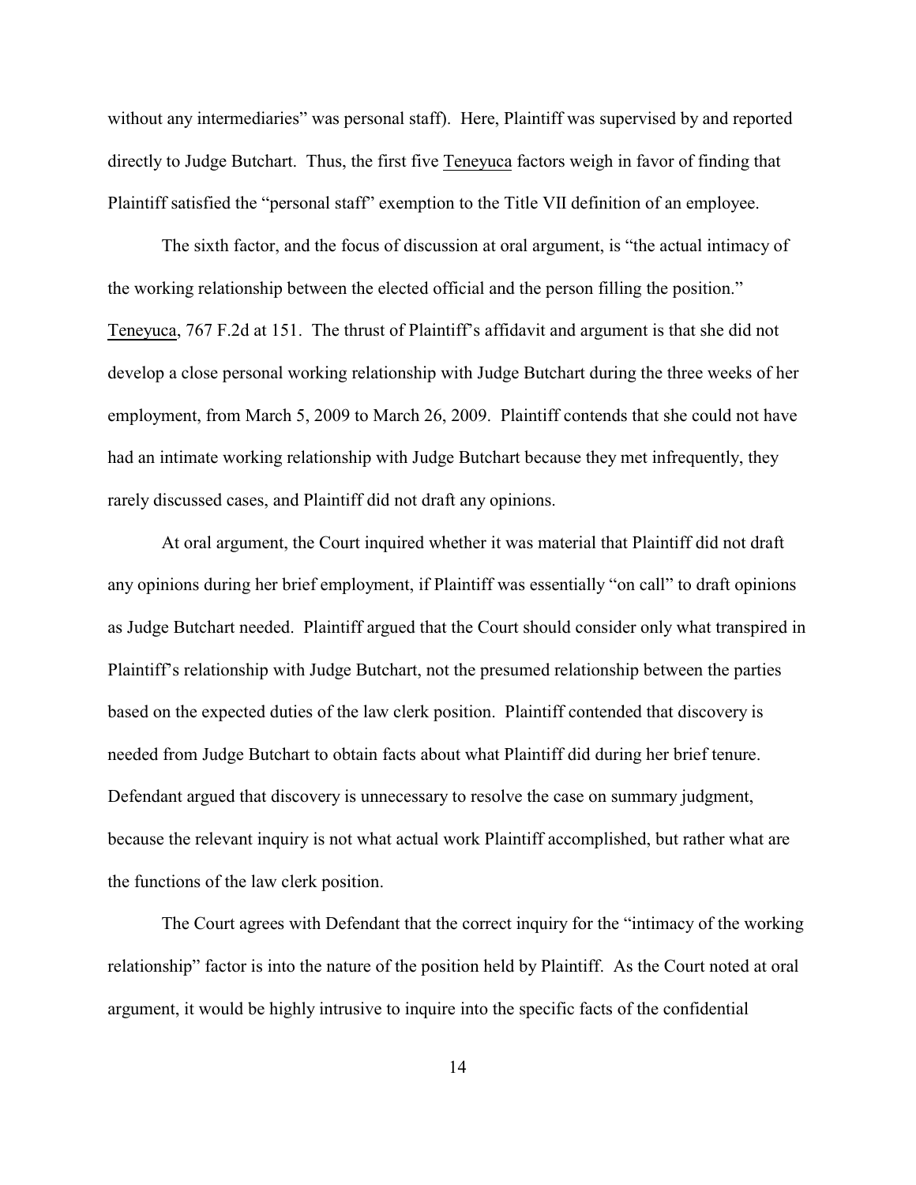without any intermediaries" was personal staff). Here, Plaintiff was supervised by and reported directly to Judge Butchart. Thus, the first five Teneyuca factors weigh in favor of finding that Plaintiff satisfied the "personal staff" exemption to the Title VII definition of an employee.

The sixth factor, and the focus of discussion at oral argument, is "the actual intimacy of the working relationship between the elected official and the person filling the position." Teneyuca, 767 F.2d at 151. The thrust of Plaintiff's affidavit and argument is that she did not develop a close personal working relationship with Judge Butchart during the three weeks of her employment, from March 5, 2009 to March 26, 2009. Plaintiff contends that she could not have had an intimate working relationship with Judge Butchart because they met infrequently, they rarely discussed cases, and Plaintiff did not draft any opinions.

At oral argument, the Court inquired whether it was material that Plaintiff did not draft any opinions during her brief employment, if Plaintiff was essentially "on call" to draft opinions as Judge Butchart needed. Plaintiff argued that the Court should consider only what transpired in Plaintiff's relationship with Judge Butchart, not the presumed relationship between the parties based on the expected duties of the law clerk position. Plaintiff contended that discovery is needed from Judge Butchart to obtain facts about what Plaintiff did during her brief tenure. Defendant argued that discovery is unnecessary to resolve the case on summary judgment, because the relevant inquiry is not what actual work Plaintiff accomplished, but rather what are the functions of the law clerk position.

The Court agrees with Defendant that the correct inquiry for the "intimacy of the working relationship" factor is into the nature of the position held by Plaintiff. As the Court noted at oral argument, it would be highly intrusive to inquire into the specific facts of the confidential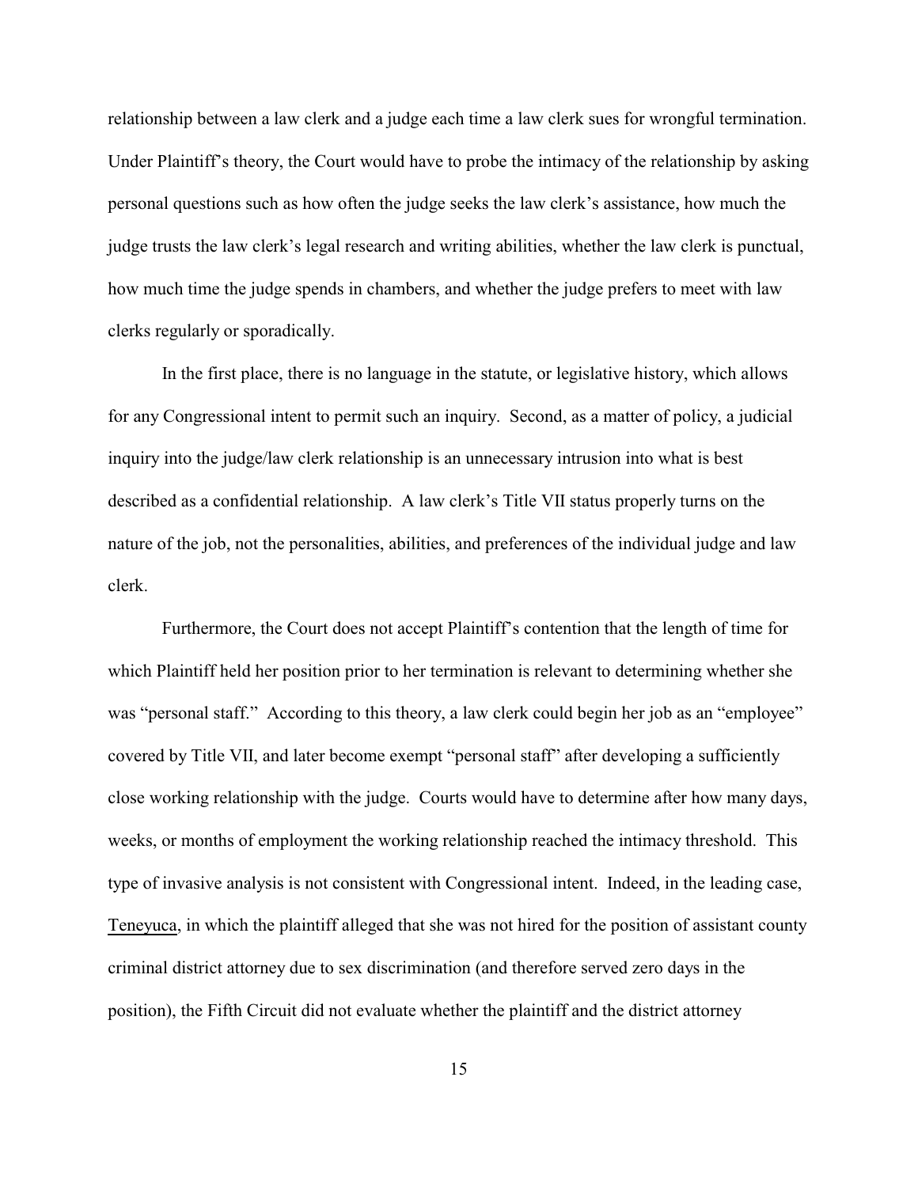relationship between a law clerk and a judge each time a law clerk sues for wrongful termination. Under Plaintiff's theory, the Court would have to probe the intimacy of the relationship by asking personal questions such as how often the judge seeks the law clerk's assistance, how much the judge trusts the law clerk's legal research and writing abilities, whether the law clerk is punctual, how much time the judge spends in chambers, and whether the judge prefers to meet with law clerks regularly or sporadically.

In the first place, there is no language in the statute, or legislative history, which allows for any Congressional intent to permit such an inquiry. Second, as a matter of policy, a judicial inquiry into the judge/law clerk relationship is an unnecessary intrusion into what is best described as a confidential relationship. A law clerk's Title VII status properly turns on the nature of the job, not the personalities, abilities, and preferences of the individual judge and law clerk.

Furthermore, the Court does not accept Plaintiff's contention that the length of time for which Plaintiff held her position prior to her termination is relevant to determining whether she was "personal staff." According to this theory, a law clerk could begin her job as an "employee" covered by Title VII, and later become exempt "personal staff" after developing a sufficiently close working relationship with the judge. Courts would have to determine after how many days, weeks, or months of employment the working relationship reached the intimacy threshold. This type of invasive analysis is not consistent with Congressional intent. Indeed, in the leading case, Teneyuca, in which the plaintiff alleged that she was not hired for the position of assistant county criminal district attorney due to sex discrimination (and therefore served zero days in the position), the Fifth Circuit did not evaluate whether the plaintiff and the district attorney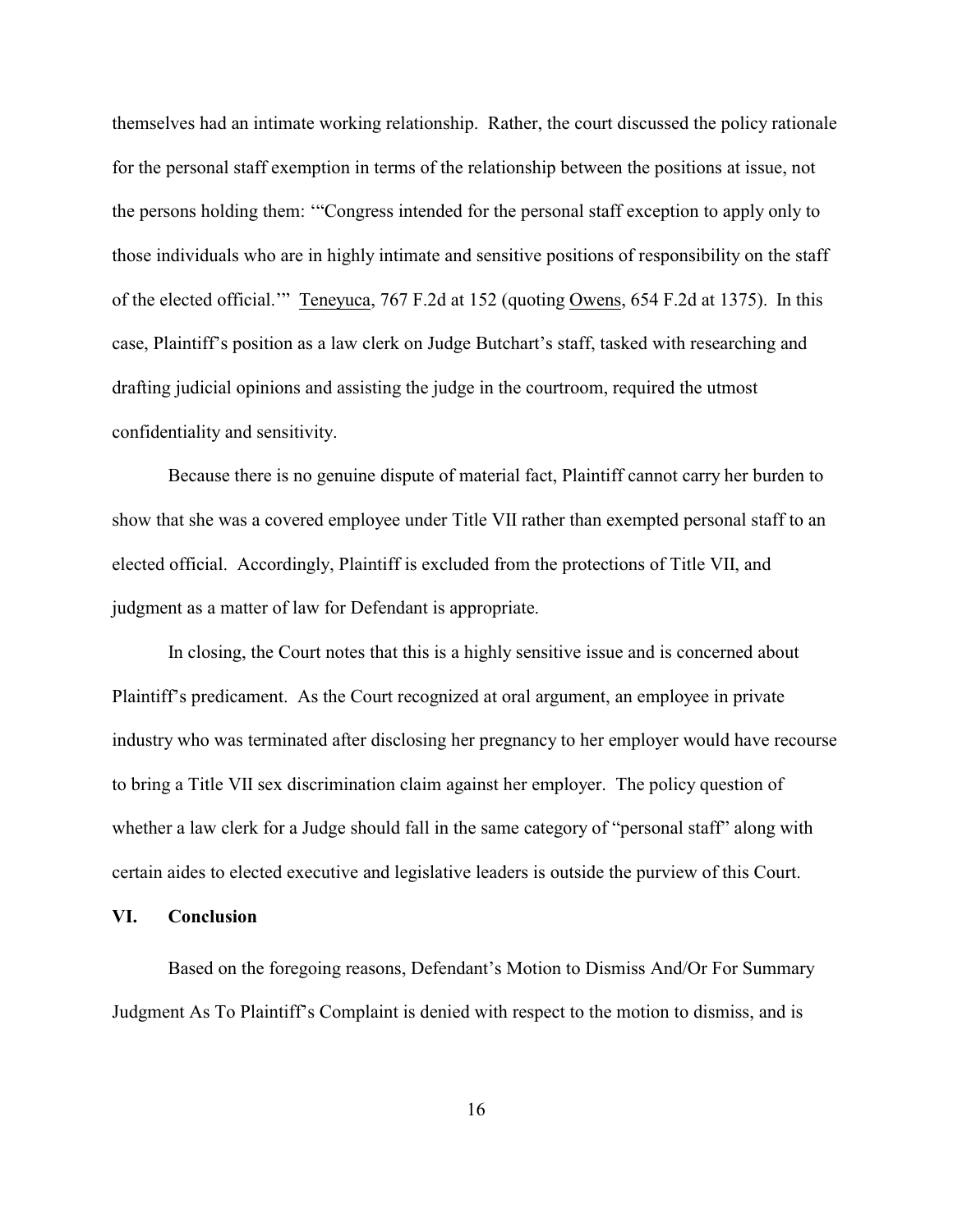themselves had an intimate working relationship. Rather, the court discussed the policy rationale for the personal staff exemption in terms of the relationship between the positions at issue, not the persons holding them: '"Congress intended for the personal staff exception to apply only to those individuals who are in highly intimate and sensitive positions of responsibility on the staff of the elected official.'" Teneyuca, 767 F.2d at 152 (quoting Owens, 654 F.2d at 1375). In this case, Plaintiff's position as a law clerk on Judge Butchart's staff, tasked with researching and drafting judicial opinions and assisting the judge in the courtroom, required the utmost confidentiality and sensitivity.

Because there is no genuine dispute of material fact, Plaintiff cannot carry her burden to show that she was a covered employee under Title VII rather than exempted personal staff to an elected official. Accordingly, Plaintiff is excluded from the protections of Title VII, and judgment as a matter of law for Defendant is appropriate.

In closing, the Court notes that this is a highly sensitive issue and is concerned about Plaintiff's predicament. As the Court recognized at oral argument, an employee in private industry who was terminated after disclosing her pregnancy to her employer would have recourse to bring a Title VII sex discrimination claim against her employer. The policy question of whether a law clerk for a Judge should fall in the same category of "personal staff" along with certain aides to elected executive and legislative leaders is outside the purview of this Court.

## VI. Conclusion

Based on the foregoing reasons, Defendant's Motion to Dismiss And/Or For Summary Judgment As To Plaintiff's Complaint is denied with respect to the motion to dismiss, and is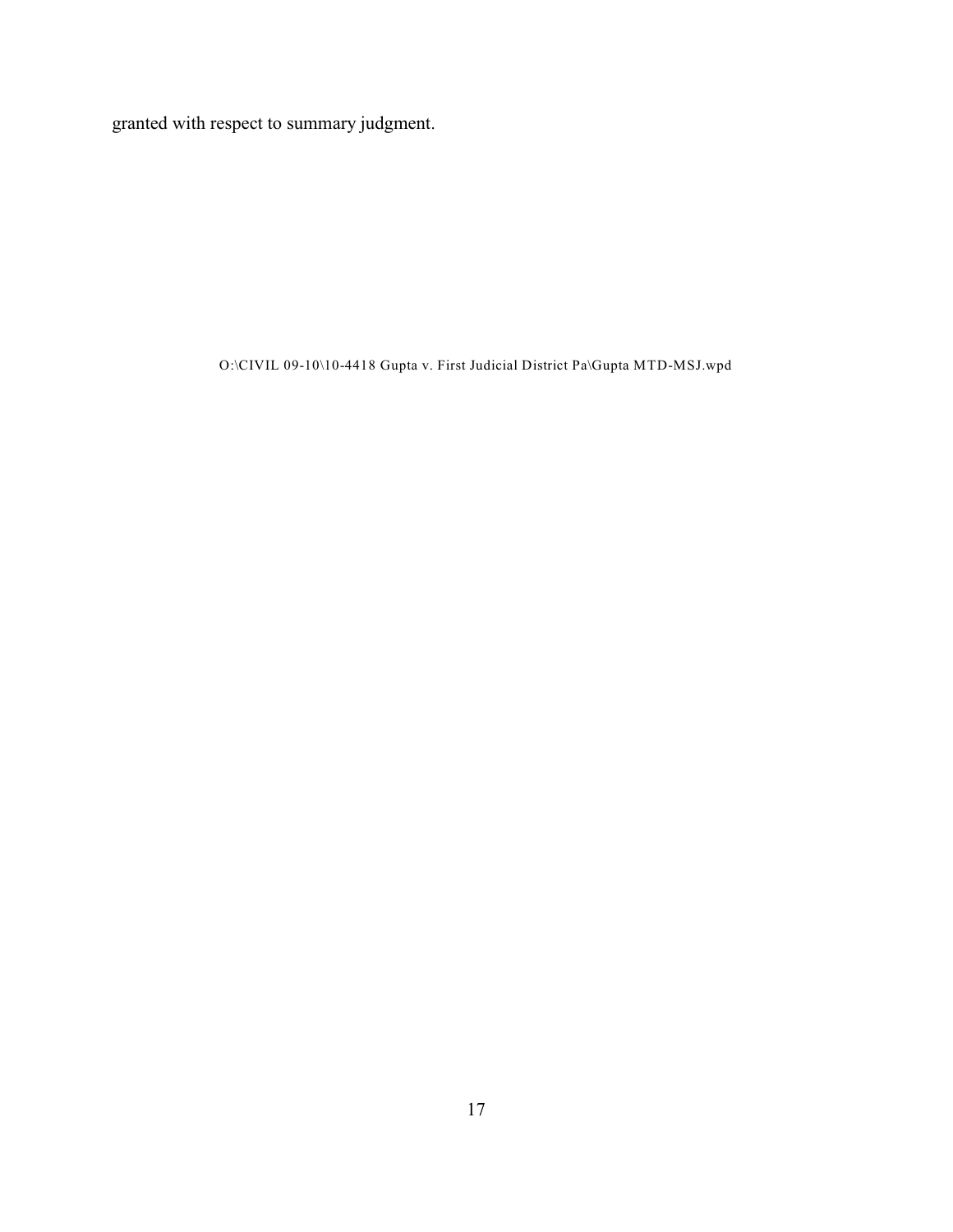granted with respect to summary judgment.

O:\CIVIL 09-10\10-4418 Gupta v. First Judicial District Pa\Gupta MTD-MSJ.wpd